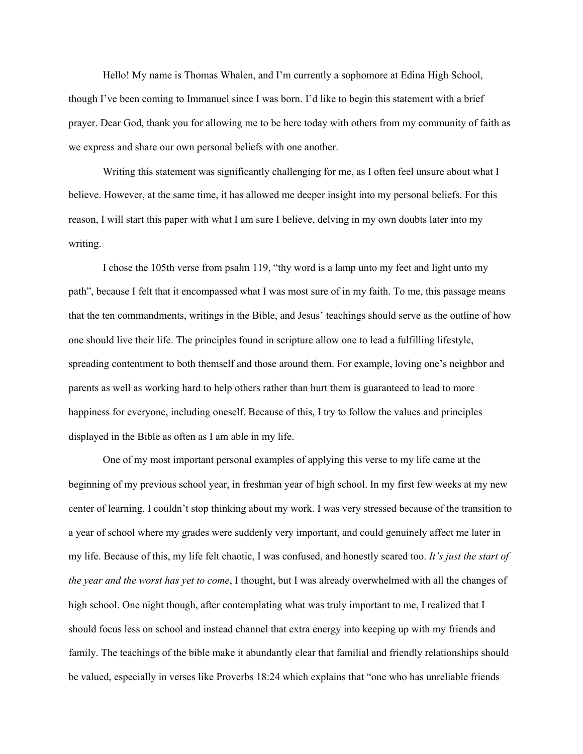Hello! My name is Thomas Whalen, and I'm currently a sophomore at Edina High School, though I've been coming to Immanuel since I was born. I'd like to begin this statement with a brief prayer. Dear God, thank you for allowing me to be here today with others from my community of faith as we express and share our own personal beliefs with one another.

Writing this statement was significantly challenging for me, as I often feel unsure about what I believe. However, at the same time, it has allowed me deeper insight into my personal beliefs. For this reason, I will start this paper with what I am sure I believe, delving in my own doubts later into my writing.

I chose the 105th verse from psalm 119, "thy word is a lamp unto my feet and light unto my path", because I felt that it encompassed what I was most sure of in my faith. To me, this passage means that the ten commandments, writings in the Bible, and Jesus' teachings should serve as the outline of how one should live their life. The principles found in scripture allow one to lead a fulfilling lifestyle, spreading contentment to both themself and those around them. For example, loving one's neighbor and parents as well as working hard to help others rather than hurt them is guaranteed to lead to more happiness for everyone, including oneself. Because of this, I try to follow the values and principles displayed in the Bible as often as I am able in my life.

One of my most important personal examples of applying this verse to my life came at the beginning of my previous school year, in freshman year of high school. In my first few weeks at my new center of learning, I couldn't stop thinking about my work. I was very stressed because of the transition to a year of school where my grades were suddenly very important, and could genuinely affect me later in my life. Because of this, my life felt chaotic, I was confused, and honestly scared too. *It's just the start of the year and the worst has yet to come*, I thought, but I was already overwhelmed with all the changes of high school. One night though, after contemplating what was truly important to me, I realized that I should focus less on school and instead channel that extra energy into keeping up with my friends and family. The teachings of the bible make it abundantly clear that familial and friendly relationships should be valued, especially in verses like Proverbs 18:24 which explains that "one who has unreliable friends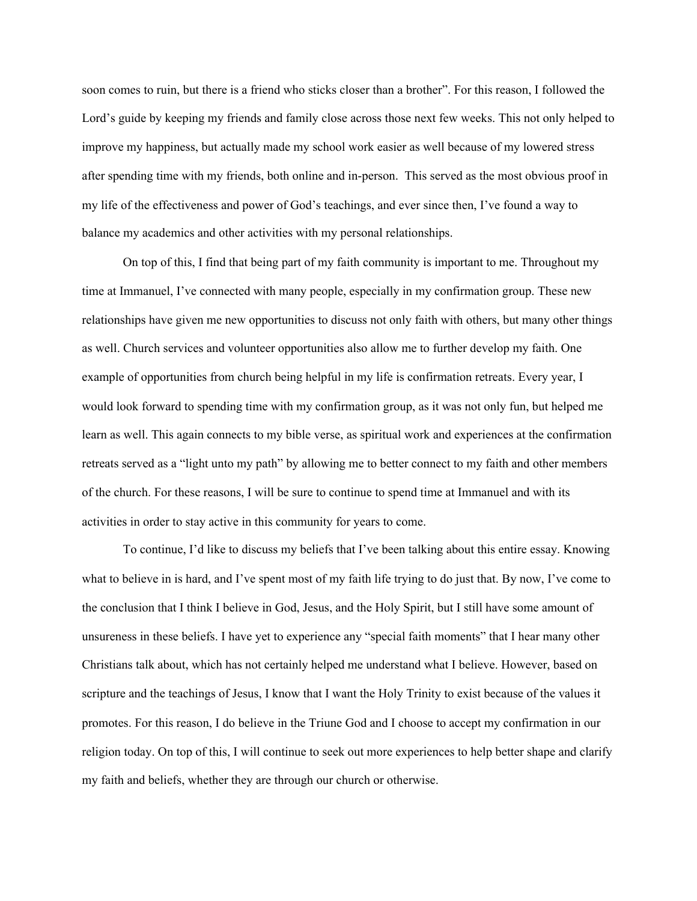soon comes to ruin, but there is a friend who sticks closer than a brother". For this reason, I followed the Lord's guide by keeping my friends and family close across those next few weeks. This not only helped to improve my happiness, but actually made my school work easier as well because of my lowered stress after spending time with my friends, both online and in-person. This served as the most obvious proof in my life of the effectiveness and power of God's teachings, and ever since then, I've found a way to balance my academics and other activities with my personal relationships.

On top of this, I find that being part of my faith community is important to me. Throughout my time at Immanuel, I've connected with many people, especially in my confirmation group. These new relationships have given me new opportunities to discuss not only faith with others, but many other things as well. Church services and volunteer opportunities also allow me to further develop my faith. One example of opportunities from church being helpful in my life is confirmation retreats. Every year, I would look forward to spending time with my confirmation group, as it was not only fun, but helped me learn as well. This again connects to my bible verse, as spiritual work and experiences at the confirmation retreats served as a "light unto my path" by allowing me to better connect to my faith and other members of the church. For these reasons, I will be sure to continue to spend time at Immanuel and with its activities in order to stay active in this community for years to come.

To continue, I'd like to discuss my beliefs that I've been talking about this entire essay. Knowing what to believe in is hard, and I've spent most of my faith life trying to do just that. By now, I've come to the conclusion that I think I believe in God, Jesus, and the Holy Spirit, but I still have some amount of unsureness in these beliefs. I have yet to experience any "special faith moments" that I hear many other Christians talk about, which has not certainly helped me understand what I believe. However, based on scripture and the teachings of Jesus, I know that I want the Holy Trinity to exist because of the values it promotes. For this reason, I do believe in the Triune God and I choose to accept my confirmation in our religion today. On top of this, I will continue to seek out more experiences to help better shape and clarify my faith and beliefs, whether they are through our church or otherwise.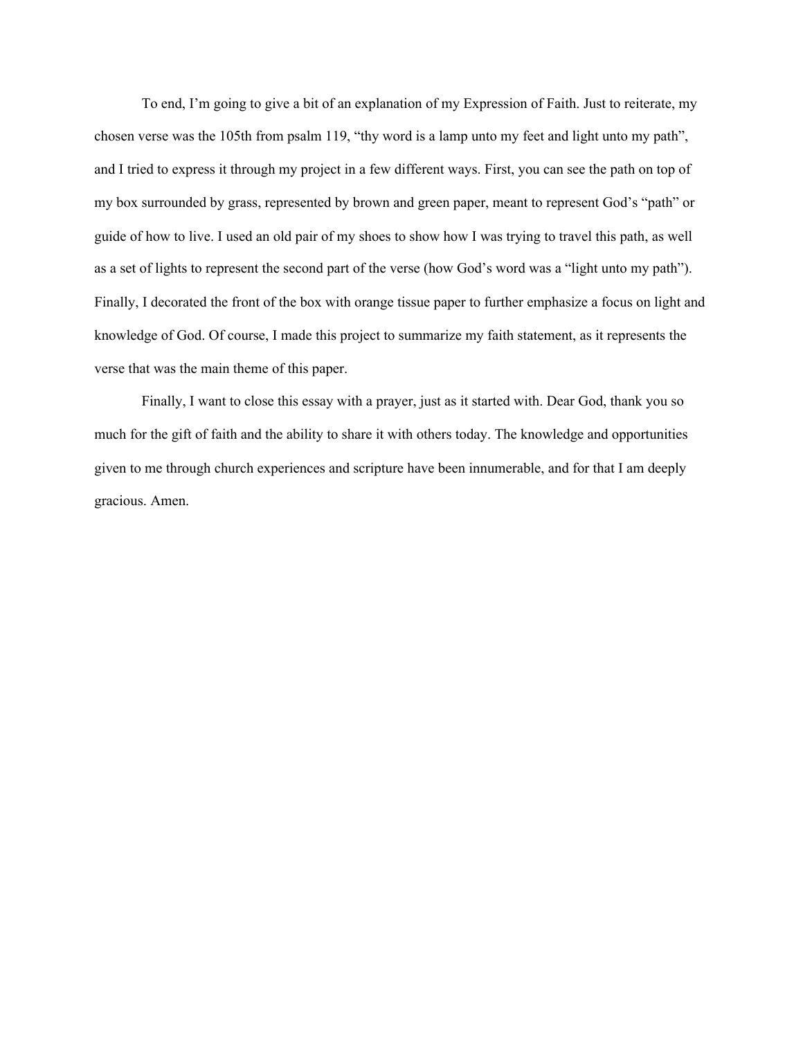To end, I'm going to give a bit of an explanation of my Expression of Faith. Just to reiterate, my chosen verse was the 105th from psalm 119, "thy word is a lamp unto my feet and light unto my path", and I tried to express it through my project in a few different ways. First, you can see the path on top of my box surrounded by grass, represented by brown and green paper, meant to represent God's "path" or guide of how to live. I used an old pair of my shoes to show how I was trying to travel this path, as well as a set of lights to represent the second part of the verse (how God's word was a "light unto my path"). Finally, I decorated the front of the box with orange tissue paper to further emphasize a focus on light and knowledge of God. Of course, I made this project to summarize my faith statement, as it represents the verse that was the main theme of this paper.

Finally, I want to close this essay with a prayer, just as it started with. Dear God, thank you so much for the gift of faith and the ability to share it with others today. The knowledge and opportunities given to me through church experiences and scripture have been innumerable, and for that I am deeply gracious. Amen.